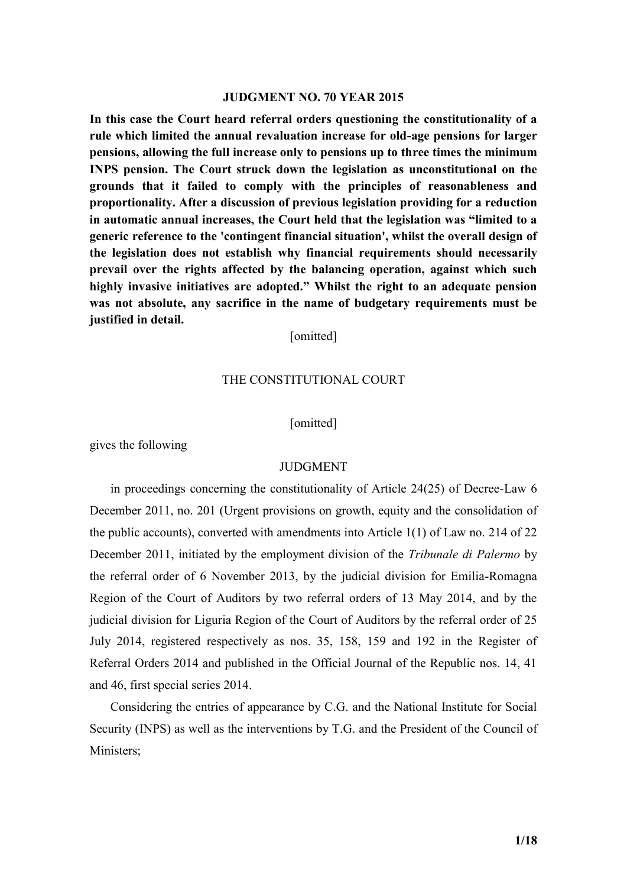# JUDGMENT NO. 70 YEAR 2015

**In this case the Court heard referral orders questioning the constitutionality of a rule which limited the annual revaluation increase for old-age pensions for larger pensions, allowing the full increase only to pensions up to three times the minimum INPS pension. The Court struck down the legislation as unconstitutional on the grounds that it failed to comply with the principles of reasonableness and proportionality. After a discussion of previous legislation providing for a reduction in automatic annual increases, the Court held that the legislation was "limited to a generic reference to the 'contingent financial situation', whilst the overall design of the legislation does not establish why financial requirements should necessarily prevail over the rights affected by the balancing operation, against which such highly invasive initiatives are adopted." Whilst the right to an adequate pension was not absolute, any sacrifice in the name of budgetary requirements must be justified in detail.**

[omitted]

THE CONSTITUTIONAL COURT

[omitted]

gives the following

JUDGMENT

in proceedings concerning the constitutionality of Article 24(25) of Decree-Law 6 December 2011, no. 201 (Urgent provisions on growth, equity and the consolidation of the public accounts), converted with amendments into Article 1(1) of Law no. 214 of 22 December 2011, initiated by the employment division of the *Tribunale di Palermo* by the referral order of 6 November 2013, by the judicial division for Emilia-Romagna Region of the Court of Auditors by two referral orders of 13 May 2014, and by the judicial division for Liguria Region of the Court of Auditors by the referral order of 25 July 2014, registered respectively as nos. 35, 158, 159 and 192 in the Register of Referral Orders 2014 and published in the Official Journal of the Republic nos. 14, 41 and 46, first special series 2014.

Considering the entries of appearance by C.G. and the National Institute for Social Security (INPS) as well as the interventions by T.G. and the President of the Council of Ministers;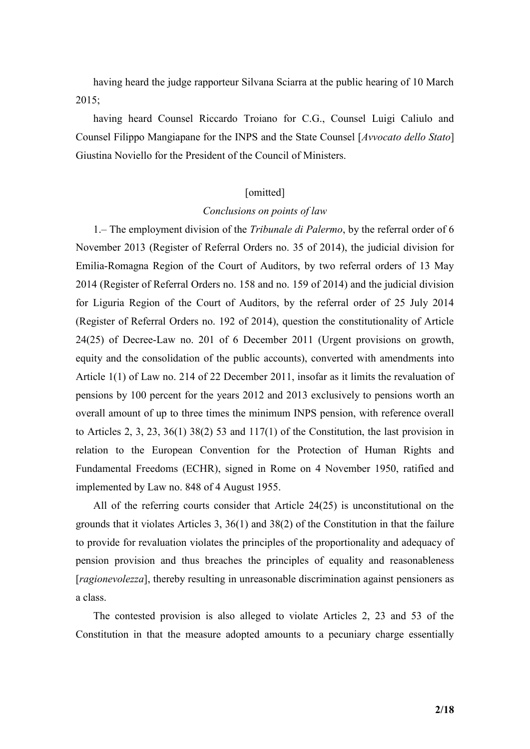having heard the judge rapporteur Silvana Sciarra at the public hearing of 10 March 2015;

having heard Counsel Riccardo Troiano for C.G., Counsel Luigi Caliulo and Counsel Filippo Mangiapane for the INPS and the State Counsel [*Avvocato dello Stato*] Giustina Noviello for the President of the Council of Ministers.

[omitted]

*Conclusions on points of law*

1.– The employment division of the *Tribunale di Palermo*, by the referral order of 6 November 2013 (Register of Referral Orders no. 35 of 2014), the judicial division for Emilia-Romagna Region of the Court of Auditors, by two referral orders of 13 May 2014 (Register of Referral Orders no. 158 and no. 159 of 2014) and the judicial division for Liguria Region of the Court of Auditors, by the referral order of 25 July 2014 (Register of Referral Orders no. 192 of 2014), question the constitutionality of Article 24(25) of Decree-Law no. 201 of 6 December 2011 (Urgent provisions on growth, equity and the consolidation of the public accounts), converted with amendments into Article 1(1) of Law no. 214 of 22 December 2011, insofar as it limits the revaluation of pensions by 100 percent for the years 2012 and 2013 exclusively to pensions worth an overall amount of up to three times the minimum INPS pension, with reference overall to Articles 2, 3, 23, 36(1) 38(2) 53 and 117(1) of the Constitution, the last provision in relation to the European Convention for the Protection of Human Rights and Fundamental Freedoms (ECHR), signed in Rome on 4 November 1950, ratified and implemented by Law no. 848 of 4 August 1955.

All of the referring courts consider that Article 24(25) is unconstitutional on the grounds that it violates Articles 3, 36(1) and 38(2) of the Constitution in that the failure to provide for revaluation violates the principles of the proportionality and adequacy of pension provision and thus breaches the principles of equality and reasonableness [*ragionevolezza*], thereby resulting in unreasonable discrimination against pensioners as a class.

The contested provision is also alleged to violate Articles 2, 23 and 53 of the Constitution in that the measure adopted amounts to a pecuniary charge essentially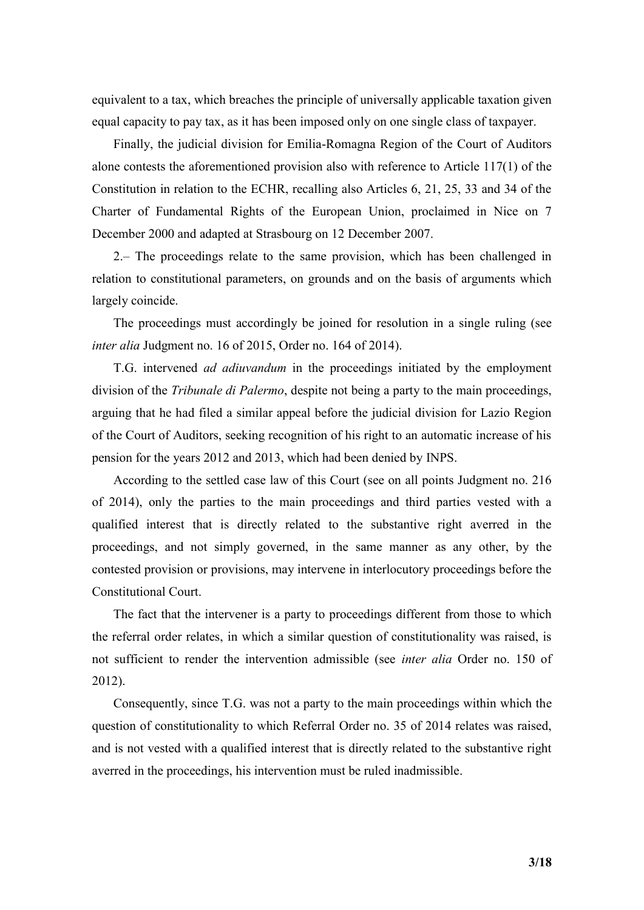equivalent to a tax, which breaches the principle of universally applicable taxation given equal capacity to pay tax, as it has been imposed only on one single class of taxpayer.

Finally, the judicial division for Emilia-Romagna Region of the Court of Auditors alone contests the aforementioned provision also with reference to Article 117(1) of the Constitution in relation to the ECHR, recalling also Articles 6, 21, 25, 33 and 34 of the Charter of Fundamental Rights of the European Union, proclaimed in Nice on 7 December 2000 and adapted at Strasbourg on 12 December 2007.

2.– The proceedings relate to the same provision, which has been challenged in relation to constitutional parameters, on grounds and on the basis of arguments which largely coincide.

The proceedings must accordingly be joined for resolution in a single ruling (see *inter alia* Judgment no. 16 of 2015, Order no. 164 of 2014).

T.G. intervened *ad adiuvandum* in the proceedings initiated by the employment division of the *Tribunale di Palermo*, despite not being a party to the main proceedings, arguing that he had filed a similar appeal before the judicial division for Lazio Region of the Court of Auditors, seeking recognition of his right to an automatic increase of his pension for the years 2012 and 2013, which had been denied by INPS.

According to the settled case law of this Court (see on all points Judgment no. 216 of 2014), only the parties to the main proceedings and third parties vested with a qualified interest that is directly related to the substantive right averred in the proceedings, and not simply governed, in the same manner as any other, by the contested provision or provisions, may intervene in interlocutory proceedings before the Constitutional Court.

The fact that the intervener is a party to proceedings different from those to which the referral order relates, in which a similar question of constitutionality was raised, is not sufficient to render the intervention admissible (see *inter alia* Order no. 150 of 2012).

Consequently, since T.G. was not a party to the main proceedings within which the question of constitutionality to which Referral Order no. 35 of 2014 relates was raised, and is not vested with a qualified interest that is directly related to the substantive right averred in the proceedings, his intervention must be ruled inadmissible.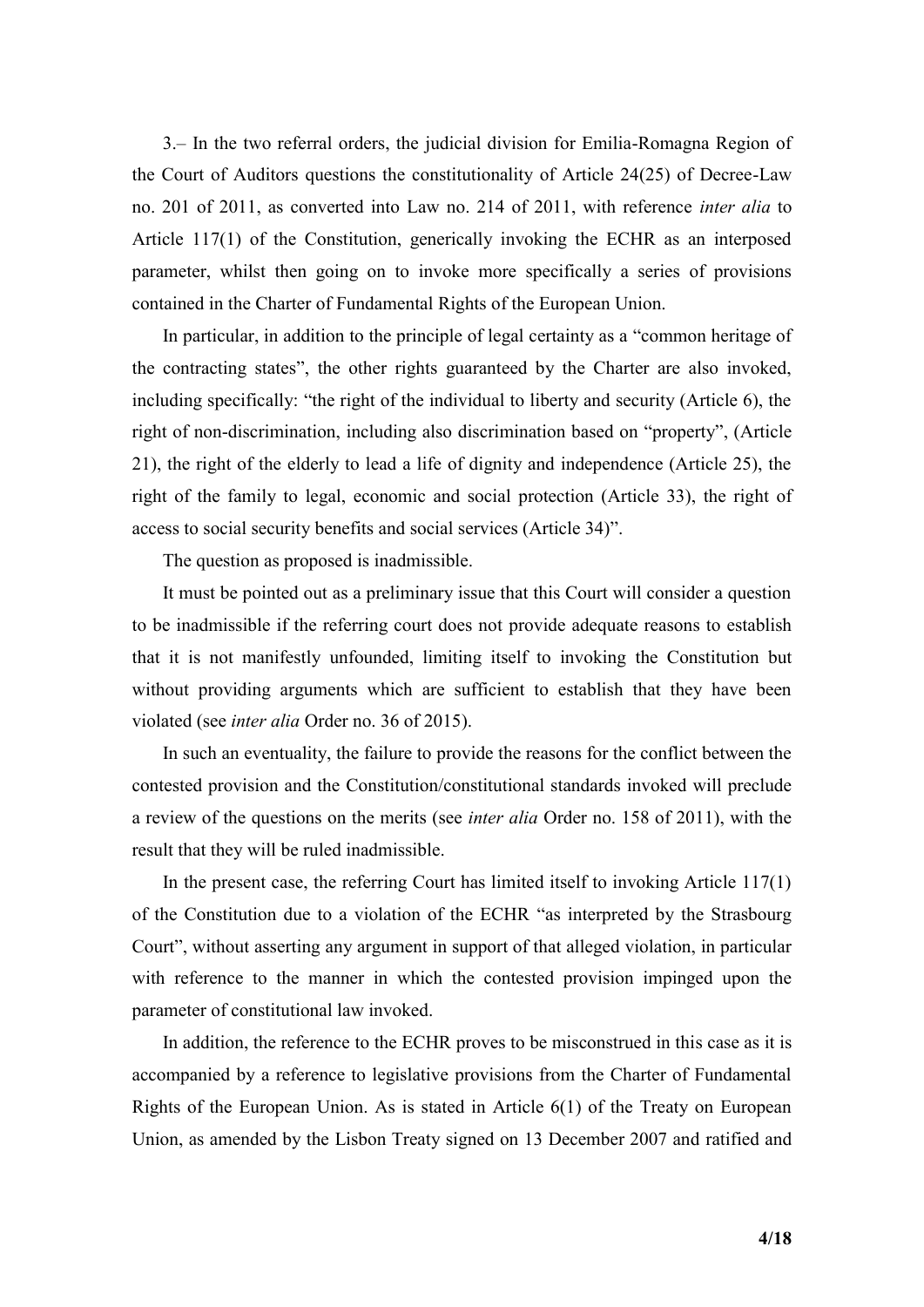3.– In the two referral orders, the judicial division for Emilia-Romagna Region of the Court of Auditors questions the constitutionality of Article 24(25) of Decree-Law no. 201 of 2011, as converted into Law no. 214 of 2011, with reference *inter alia* to Article 117(1) of the Constitution, generically invoking the ECHR as an interposed parameter, whilst then going on to invoke more specifically a series of provisions contained in the Charter of Fundamental Rights of the European Union.

In particular, in addition to the principle of legal certainty as a "common heritage of the contracting states", the other rights guaranteed by the Charter are also invoked, including specifically: "the right of the individual to liberty and security (Article 6), the right of non-discrimination, including also discrimination based on "property", (Article 21), the right of the elderly to lead a life of dignity and independence (Article 25), the right of the family to legal, economic and social protection (Article 33), the right of access to social security benefits and social services (Article 34)".

The question as proposed is inadmissible.

It must be pointed out as a preliminary issue that this Court will consider a question to be inadmissible if the referring court does not provide adequate reasons to establish that it is not manifestly unfounded, limiting itself to invoking the Constitution but without providing arguments which are sufficient to establish that they have been violated (see *inter alia* Order no. 36 of 2015).

In such an eventuality, the failure to provide the reasons for the conflict between the contested provision and the Constitution/constitutional standards invoked will preclude a review of the questions on the merits (see *inter alia* Order no. 158 of 2011), with the result that they will be ruled inadmissible.

In the present case, the referring Court has limited itself to invoking Article 117(1) of the Constitution due to a violation of the ECHR "as interpreted by the Strasbourg Court", without asserting any argument in support of that alleged violation, in particular with reference to the manner in which the contested provision impinged upon the parameter of constitutional law invoked.

In addition, the reference to the ECHR proves to be misconstrued in this case as it is accompanied by a reference to legislative provisions from the Charter of Fundamental Rights of the European Union. As is stated in Article 6(1) of the Treaty on European Union, as amended by the Lisbon Treaty signed on 13 December 2007 and ratified and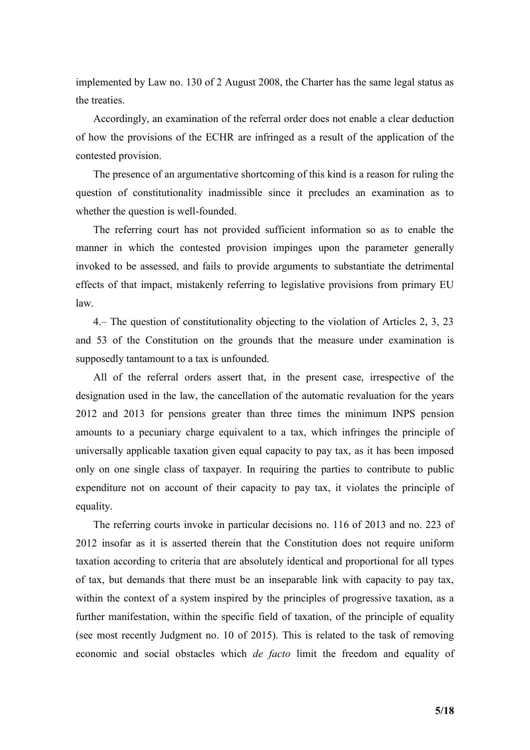implemented by Law no. 130 of 2 August 2008, the Charter has the same legal status as the treaties.

Accordingly, an examination of the referral order does not enable a clear deduction of how the provisions of the ECHR are infringed as a result of the application of the contested provision.

The presence of an argumentative shortcoming of this kind is a reason for ruling the question of constitutionality inadmissible since it precludes an examination as to whether the question is well-founded.

The referring court has not provided sufficient information so as to enable the manner in which the contested provision impinges upon the parameter generally invoked to be assessed, and fails to provide arguments to substantiate the detrimental effects of that impact, mistakenly referring to legislative provisions from primary EU law.

4.– The question of constitutionality objecting to the violation of Articles 2, 3, 23 and 53 of the Constitution on the grounds that the measure under examination is supposedly tantamount to a tax is unfounded.

All of the referral orders assert that, in the present case, irrespective of the designation used in the law, the cancellation of the automatic revaluation for the years 2012 and 2013 for pensions greater than three times the minimum INPS pension amounts to a pecuniary charge equivalent to a tax, which infringes the principle of universally applicable taxation given equal capacity to pay tax, as it has been imposed only on one single class of taxpayer. In requiring the parties to contribute to public expenditure not on account of their capacity to pay tax, it violates the principle of equality.

The referring courts invoke in particular decisions no. 116 of 2013 and no. 223 of 2012 insofar as it is asserted therein that the Constitution does not require uniform taxation according to criteria that are absolutely identical and proportional for all types of tax, but demands that there must be an inseparable link with capacity to pay tax, within the context of a system inspired by the principles of progressive taxation, as a further manifestation, within the specific field of taxation, of the principle of equality (see most recently Judgment no. 10 of 2015). This is related to the task of removing economic and social obstacles which *de facto* limit the freedom and equality of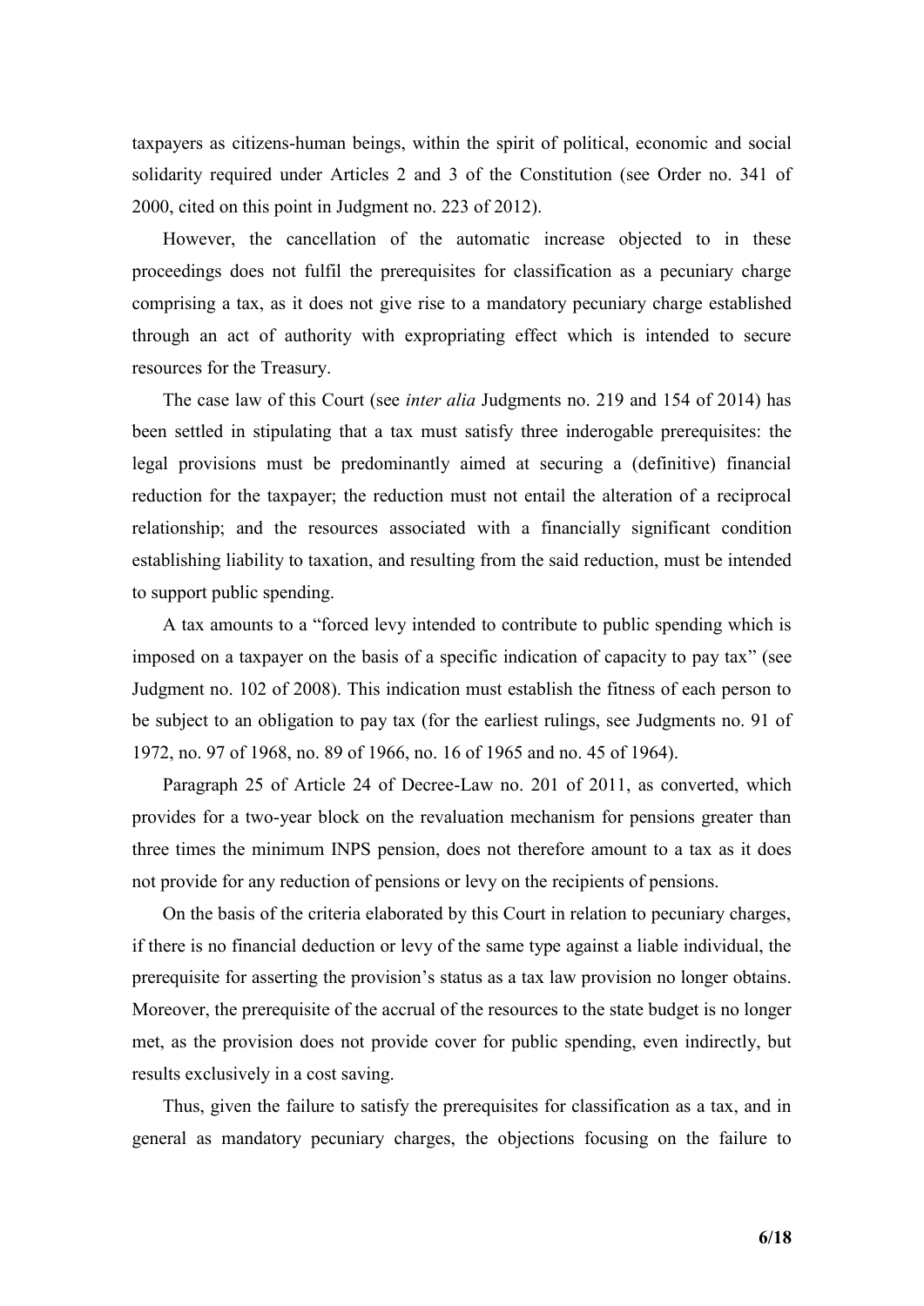taxpayers as citizens-human beings, within the spirit of political, economic and social solidarity required under Articles 2 and 3 of the Constitution (see Order no. 341 of 2000, cited on this point in Judgment no. 223 of 2012).

However, the cancellation of the automatic increase objected to in these proceedings does not fulfil the prerequisites for classification as a pecuniary charge comprising a tax, as it does not give rise to a mandatory pecuniary charge established through an act of authority with expropriating effect which is intended to secure resources for the Treasury.

The case law of this Court (see *inter alia* Judgments no. 219 and 154 of 2014) has been settled in stipulating that a tax must satisfy three inderogable prerequisites: the legal provisions must be predominantly aimed at securing a (definitive) financial reduction for the taxpayer; the reduction must not entail the alteration of a reciprocal relationship; and the resources associated with a financially significant condition establishing liability to taxation, and resulting from the said reduction, must be intended to support public spending.

A tax amounts to a "forced levy intended to contribute to public spending which is imposed on a taxpayer on the basis of a specific indication of capacity to pay tax" (see Judgment no. 102 of 2008). This indication must establish the fitness of each person to be subject to an obligation to pay tax (for the earliest rulings, see Judgments no. 91 of 1972, no. 97 of 1968, no. 89 of 1966, no. 16 of 1965 and no. 45 of 1964).

Paragraph 25 of Article 24 of Decree-Law no. 201 of 2011, as converted, which provides for a two-year block on the revaluation mechanism for pensions greater than three times the minimum INPS pension, does not therefore amount to a tax as it does not provide for any reduction of pensions or levy on the recipients of pensions.

On the basis of the criteria elaborated by this Court in relation to pecuniary charges, if there is no financial deduction or levy of the same type against a liable individual, the prerequisite for asserting the provision's status as a tax law provision no longer obtains. Moreover, the prerequisite of the accrual of the resources to the state budget is no longer met, as the provision does not provide cover for public spending, even indirectly, but results exclusively in a cost saving.

Thus, given the failure to satisfy the prerequisites for classification as a tax, and in general as mandatory pecuniary charges, the objections focusing on the failure to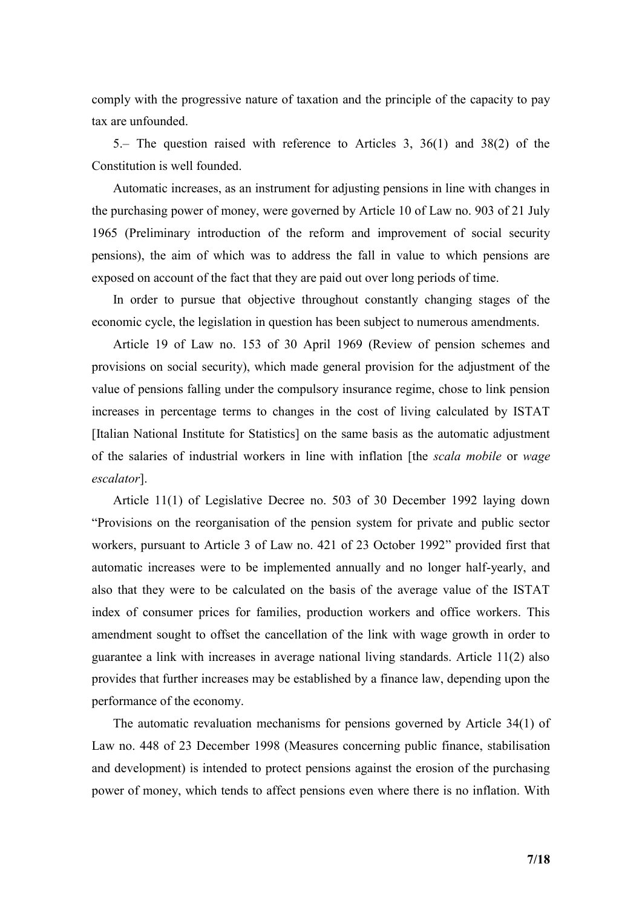comply with the progressive nature of taxation and the principle of the capacity to pay tax are unfounded.

5.– The question raised with reference to Articles 3, 36(1) and 38(2) of the Constitution is well founded.

Automatic increases, as an instrument for adjusting pensions in line with changes in the purchasing power of money, were governed by Article 10 of Law no. 903 of 21 July 1965 (Preliminary introduction of the reform and improvement of social security pensions), the aim of which was to address the fall in value to which pensions are exposed on account of the fact that they are paid out over long periods of time.

In order to pursue that objective throughout constantly changing stages of the economic cycle, the legislation in question has been subject to numerous amendments.

Article 19 of Law no. 153 of 30 April 1969 (Review of pension schemes and provisions on social security), which made general provision for the adjustment of the value of pensions falling under the compulsory insurance regime, chose to link pension increases in percentage terms to changes in the cost of living calculated by ISTAT [Italian National Institute for Statistics] on the same basis as the automatic adjustment of the salaries of industrial workers in line with inflation [the *scala mobile* or *wage escalator*].

Article 11(1) of Legislative Decree no. 503 of 30 December 1992 laying down "Provisions on the reorganisation of the pension system for private and public sector workers, pursuant to Article 3 of Law no. 421 of 23 October 1992" provided first that automatic increases were to be implemented annually and no longer half-yearly, and also that they were to be calculated on the basis of the average value of the ISTAT index of consumer prices for families, production workers and office workers. This amendment sought to offset the cancellation of the link with wage growth in order to guarantee a link with increases in average national living standards. Article 11(2) also provides that further increases may be established by a finance law, depending upon the performance of the economy.

The automatic revaluation mechanisms for pensions governed by Article 34(1) of Law no. 448 of 23 December 1998 (Measures concerning public finance, stabilisation and development) is intended to protect pensions against the erosion of the purchasing power of money, which tends to affect pensions even where there is no inflation. With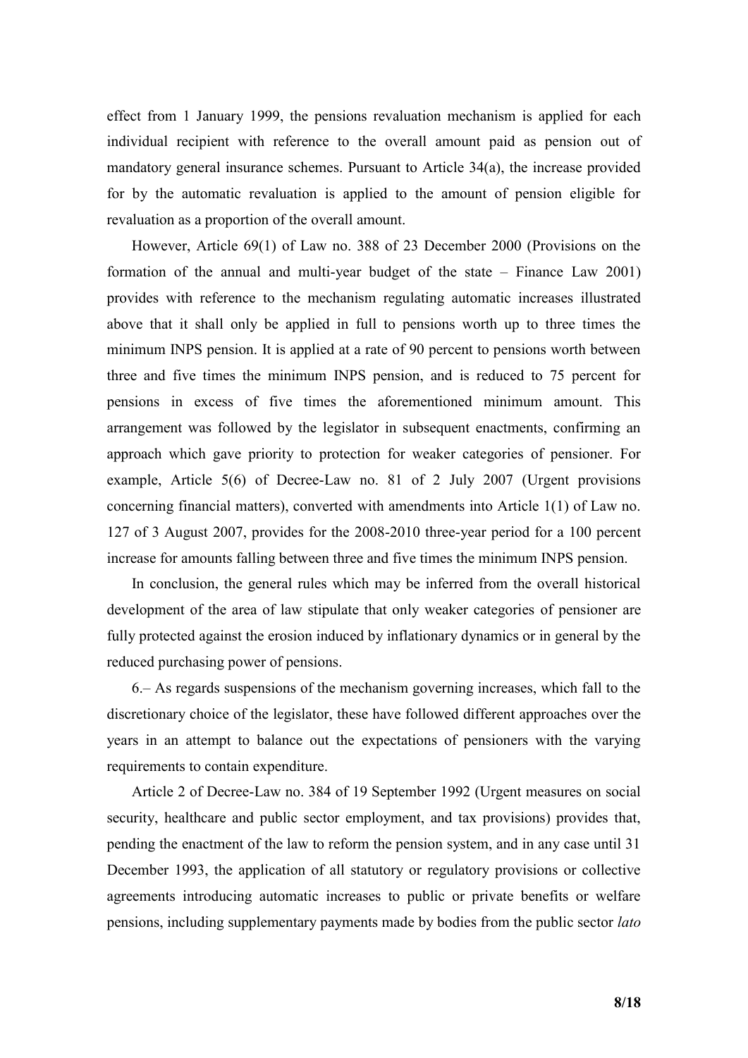effect from 1 January 1999, the pensions revaluation mechanism is applied for each individual recipient with reference to the overall amount paid as pension out of mandatory general insurance schemes. Pursuant to Article 34(a), the increase provided for by the automatic revaluation is applied to the amount of pension eligible for revaluation as a proportion of the overall amount.

However, Article 69(1) of Law no. 388 of 23 December 2000 (Provisions on the formation of the annual and multi-year budget of the state – Finance Law 2001) provides with reference to the mechanism regulating automatic increases illustrated above that it shall only be applied in full to pensions worth up to three times the minimum INPS pension. It is applied at a rate of 90 percent to pensions worth between three and five times the minimum INPS pension, and is reduced to 75 percent for pensions in excess of five times the aforementioned minimum amount. This arrangement was followed by the legislator in subsequent enactments, confirming an approach which gave priority to protection for weaker categories of pensioner. For example, Article 5(6) of Decree-Law no. 81 of 2 July 2007 (Urgent provisions concerning financial matters), converted with amendments into Article 1(1) of Law no. 127 of 3 August 2007, provides for the 2008-2010 three-year period for a 100 percent increase for amounts falling between three and five times the minimum INPS pension.

In conclusion, the general rules which may be inferred from the overall historical development of the area of law stipulate that only weaker categories of pensioner are fully protected against the erosion induced by inflationary dynamics or in general by the reduced purchasing power of pensions.

6.– As regards suspensions of the mechanism governing increases, which fall to the discretionary choice of the legislator, these have followed different approaches over the years in an attempt to balance out the expectations of pensioners with the varying requirements to contain expenditure.

Article 2 of Decree-Law no. 384 of 19 September 1992 (Urgent measures on social security, healthcare and public sector employment, and tax provisions) provides that, pending the enactment of the law to reform the pension system, and in any case until 31 December 1993, the application of all statutory or regulatory provisions or collective agreements introducing automatic increases to public or private benefits or welfare pensions, including supplementary payments made by bodies from the public sector *lato*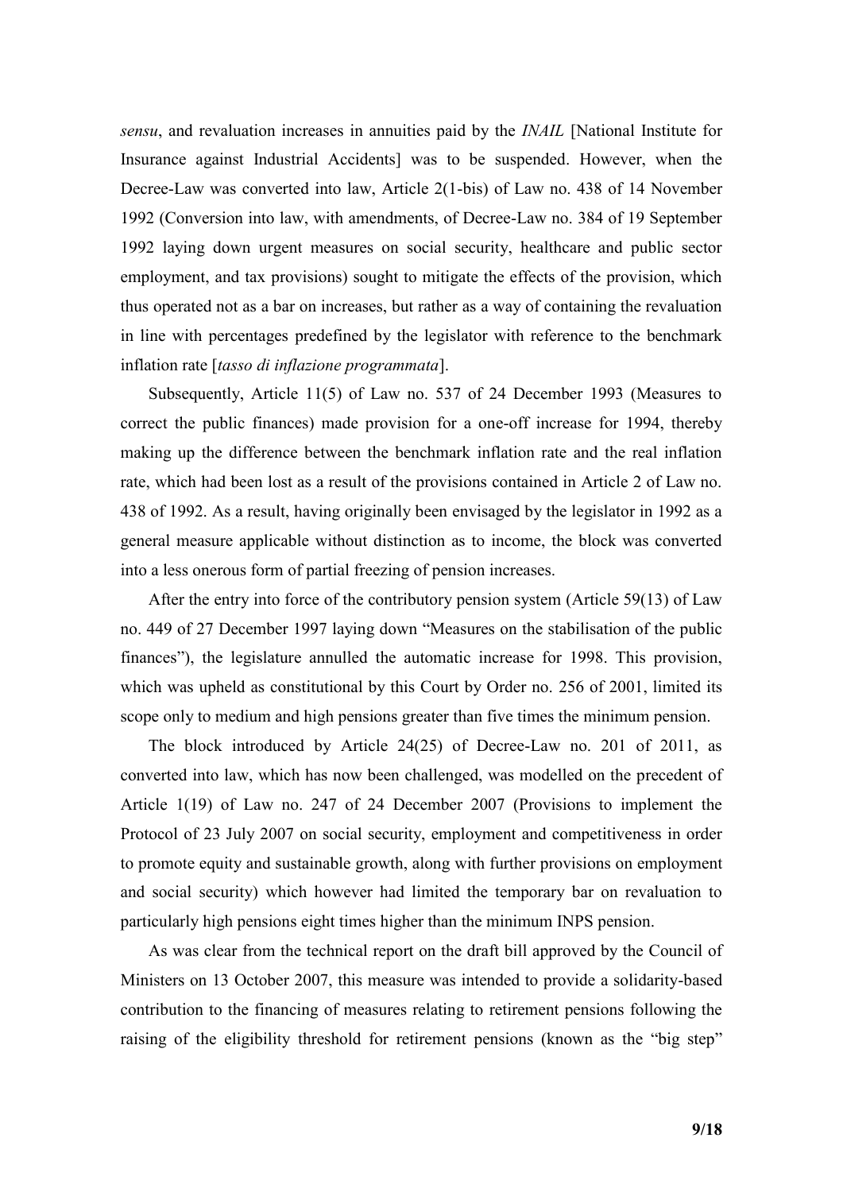*sensu*, and revaluation increases in annuities paid by the *INAIL* [National Institute for Insurance against Industrial Accidents] was to be suspended. However, when the Decree-Law was converted into law, Article 2(1-bis) of Law no. 438 of 14 November 1992 (Conversion into law, with amendments, of Decree-Law no. 384 of 19 September 1992 laying down urgent measures on social security, healthcare and public sector employment, and tax provisions) sought to mitigate the effects of the provision, which thus operated not as a bar on increases, but rather as a way of containing the revaluation in line with percentages predefined by the legislator with reference to the benchmark inflation rate [*tasso di inflazione programmata*].

Subsequently, Article 11(5) of Law no. 537 of 24 December 1993 (Measures to correct the public finances) made provision for a one-off increase for 1994, thereby making up the difference between the benchmark inflation rate and the real inflation rate, which had been lost as a result of the provisions contained in Article 2 of Law no. 438 of 1992. As a result, having originally been envisaged by the legislator in 1992 as a general measure applicable without distinction as to income, the block was converted into a less onerous form of partial freezing of pension increases.

After the entry into force of the contributory pension system (Article 59(13) of Law no. 449 of 27 December 1997 laying down "Measures on the stabilisation of the public finances"), the legislature annulled the automatic increase for 1998. This provision, which was upheld as constitutional by this Court by Order no. 256 of 2001, limited its scope only to medium and high pensions greater than five times the minimum pension.

The block introduced by Article 24(25) of Decree-Law no. 201 of 2011, as converted into law, which has now been challenged, was modelled on the precedent of Article 1(19) of Law no. 247 of 24 December 2007 (Provisions to implement the Protocol of 23 July 2007 on social security, employment and competitiveness in order to promote equity and sustainable growth, along with further provisions on employment and social security) which however had limited the temporary bar on revaluation to particularly high pensions eight times higher than the minimum INPS pension.

As was clear from the technical report on the draft bill approved by the Council of Ministers on 13 October 2007, this measure was intended to provide a solidarity-based contribution to the financing of measures relating to retirement pensions following the raising of the eligibility threshold for retirement pensions (known as the "big step"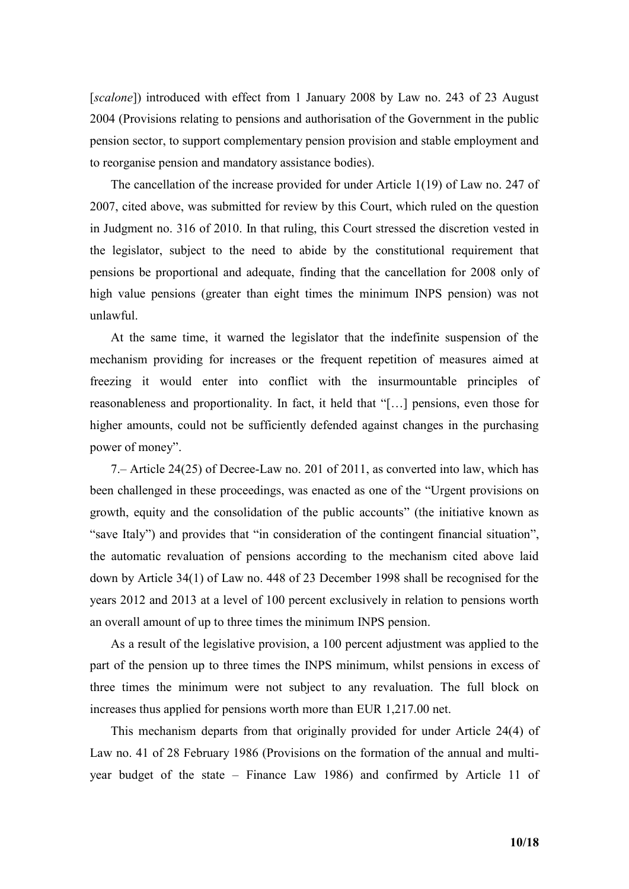[*scalone*]) introduced with effect from 1 January 2008 by Law no. 243 of 23 August 2004 (Provisions relating to pensions and authorisation of the Government in the public pension sector, to support complementary pension provision and stable employment and to reorganise pension and mandatory assistance bodies).

The cancellation of the increase provided for under Article 1(19) of Law no. 247 of 2007, cited above, was submitted for review by this Court, which ruled on the question in Judgment no. 316 of 2010. In that ruling, this Court stressed the discretion vested in the legislator, subject to the need to abide by the constitutional requirement that pensions be proportional and adequate, finding that the cancellation for 2008 only of high value pensions (greater than eight times the minimum INPS pension) was not unlawful.

At the same time, it warned the legislator that the indefinite suspension of the mechanism providing for increases or the frequent repetition of measures aimed at freezing it would enter into conflict with the insurmountable principles of reasonableness and proportionality. In fact, it held that "[…] pensions, even those for higher amounts, could not be sufficiently defended against changes in the purchasing power of money".

7.– Article 24(25) of Decree-Law no. 201 of 2011, as converted into law, which has been challenged in these proceedings, was enacted as one of the "Urgent provisions on growth, equity and the consolidation of the public accounts" (the initiative known as "save Italy") and provides that "in consideration of the contingent financial situation", the automatic revaluation of pensions according to the mechanism cited above laid down by Article 34(1) of Law no. 448 of 23 December 1998 shall be recognised for the years 2012 and 2013 at a level of 100 percent exclusively in relation to pensions worth an overall amount of up to three times the minimum INPS pension.

As a result of the legislative provision, a 100 percent adjustment was applied to the part of the pension up to three times the INPS minimum, whilst pensions in excess of three times the minimum were not subject to any revaluation. The full block on increases thus applied for pensions worth more than EUR 1,217.00 net.

This mechanism departs from that originally provided for under Article 24(4) of Law no. 41 of 28 February 1986 (Provisions on the formation of the annual and multi-year budget of the state – Finance Law 1986) and confirmed by Article 11 of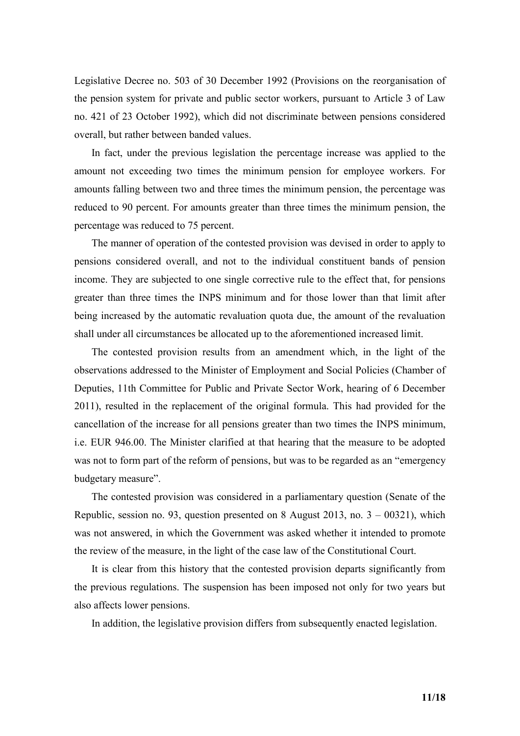Legislative Decree no. 503 of 30 December 1992 (Provisions on the reorganisation of the pension system for private and public sector workers, pursuant to Article 3 of Law no. 421 of 23 October 1992), which did not discriminate between pensions considered overall, but rather between banded values.

In fact, under the previous legislation the percentage increase was applied to the amount not exceeding two times the minimum pension for employee workers. For amounts falling between two and three times the minimum pension, the percentage was reduced to 90 percent. For amounts greater than three times the minimum pension, the percentage was reduced to 75 percent.

The manner of operation of the contested provision was devised in order to apply to pensions considered overall, and not to the individual constituent bands of pension income. They are subjected to one single corrective rule to the effect that, for pensions greater than three times the INPS minimum and for those lower than that limit after being increased by the automatic revaluation quota due, the amount of the revaluation shall under all circumstances be allocated up to the aforementioned increased limit.

The contested provision results from an amendment which, in the light of the observations addressed to the Minister of Employment and Social Policies (Chamber of Deputies, 11th Committee for Public and Private Sector Work, hearing of 6 December 2011), resulted in the replacement of the original formula. This had provided for the cancellation of the increase for all pensions greater than two times the INPS minimum, i.e. EUR 946.00. The Minister clarified at that hearing that the measure to be adopted was not to form part of the reform of pensions, but was to be regarded as an "emergency budgetary measure".

The contested provision was considered in a parliamentary question (Senate of the Republic, session no. 93, question presented on 8 August 2013, no. 3 – 00321), which was not answered, in which the Government was asked whether it intended to promote the review of the measure, in the light of the case law of the Constitutional Court.

It is clear from this history that the contested provision departs significantly from the previous regulations. The suspension has been imposed not only for two years but also affects lower pensions.

In addition, the legislative provision differs from subsequently enacted legislation.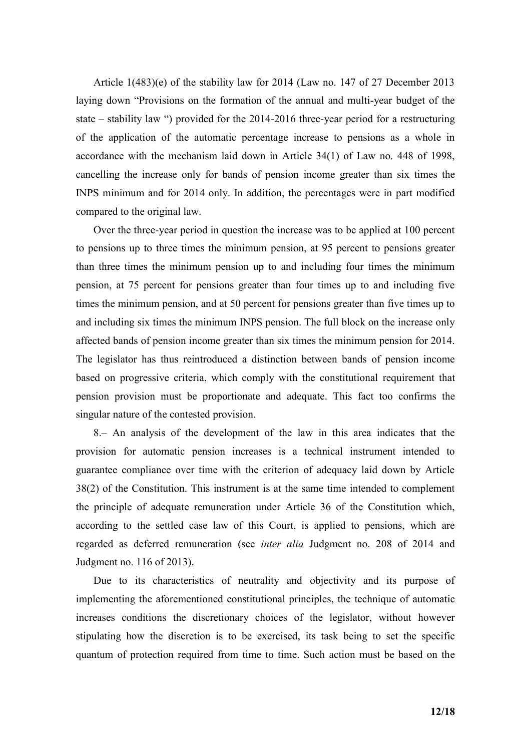Article 1(483)(e) of the stability law for 2014 (Law no. 147 of 27 December 2013 laying down "Provisions on the formation of the annual and multi-year budget of the state – stability law ") provided for the 2014-2016 three-year period for a restructuring of the application of the automatic percentage increase to pensions as a whole in accordance with the mechanism laid down in Article 34(1) of Law no. 448 of 1998, cancelling the increase only for bands of pension income greater than six times the INPS minimum and for 2014 only. In addition, the percentages were in part modified compared to the original law.

Over the three-year period in question the increase was to be applied at 100 percent to pensions up to three times the minimum pension, at 95 percent to pensions greater than three times the minimum pension up to and including four times the minimum pension, at 75 percent for pensions greater than four times up to and including five times the minimum pension, and at 50 percent for pensions greater than five times up to and including six times the minimum INPS pension. The full block on the increase only affected bands of pension income greater than six times the minimum pension for 2014. The legislator has thus reintroduced a distinction between bands of pension income based on progressive criteria, which comply with the constitutional requirement that pension provision must be proportionate and adequate. This fact too confirms the singular nature of the contested provision.

8.– An analysis of the development of the law in this area indicates that the provision for automatic pension increases is a technical instrument intended to guarantee compliance over time with the criterion of adequacy laid down by Article 38(2) of the Constitution. This instrument is at the same time intended to complement the principle of adequate remuneration under Article 36 of the Constitution which, according to the settled case law of this Court, is applied to pensions, which are regarded as deferred remuneration (see *inter alia* Judgment no. 208 of 2014 and Judgment no. 116 of 2013).

Due to its characteristics of neutrality and objectivity and its purpose of implementing the aforementioned constitutional principles, the technique of automatic increases conditions the discretionary choices of the legislator, without however stipulating how the discretion is to be exercised, its task being to set the specific quantum of protection required from time to time. Such action must be based on the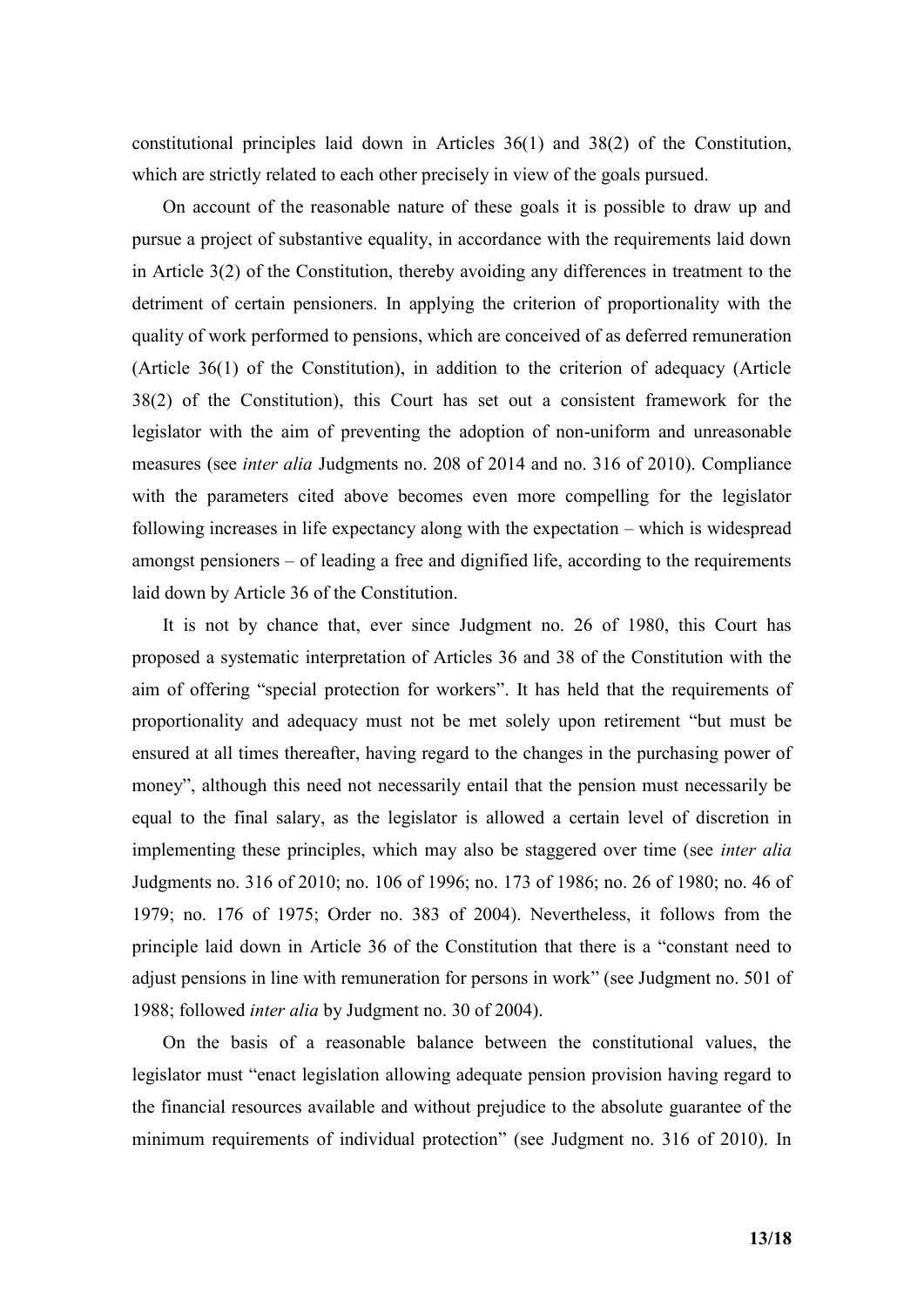constitutional principles laid down in Articles 36(1) and 38(2) of the Constitution, which are strictly related to each other precisely in view of the goals pursued.

On account of the reasonable nature of these goals it is possible to draw up and pursue a project of substantive equality, in accordance with the requirements laid down in Article 3(2) of the Constitution, thereby avoiding any differences in treatment to the detriment of certain pensioners. In applying the criterion of proportionality with the quality of work performed to pensions, which are conceived of as deferred remuneration (Article 36(1) of the Constitution), in addition to the criterion of adequacy (Article 38(2) of the Constitution), this Court has set out a consistent framework for the legislator with the aim of preventing the adoption of non-uniform and unreasonable measures (see *inter alia* Judgments no. 208 of 2014 and no. 316 of 2010). Compliance with the parameters cited above becomes even more compelling for the legislator following increases in life expectancy along with the expectation – which is widespread amongst pensioners – of leading a free and dignified life, according to the requirements laid down by Article 36 of the Constitution.

It is not by chance that, ever since Judgment no. 26 of 1980, this Court has proposed a systematic interpretation of Articles 36 and 38 of the Constitution with the aim of offering "special protection for workers". It has held that the requirements of proportionality and adequacy must not be met solely upon retirement "but must be ensured at all times thereafter, having regard to the changes in the purchasing power of money", although this need not necessarily entail that the pension must necessarily be equal to the final salary, as the legislator is allowed a certain level of discretion in implementing these principles, which may also be staggered over time (see *inter alia* Judgments no. 316 of 2010; no. 106 of 1996; no. 173 of 1986; no. 26 of 1980; no. 46 of 1979; no. 176 of 1975; Order no. 383 of 2004). Nevertheless, it follows from the principle laid down in Article 36 of the Constitution that there is a "constant need to adjust pensions in line with remuneration for persons in work" (see Judgment no. 501 of 1988; followed *inter alia* by Judgment no. 30 of 2004).

On the basis of a reasonable balance between the constitutional values, the legislator must "enact legislation allowing adequate pension provision having regard to the financial resources available and without prejudice to the absolute guarantee of the minimum requirements of individual protection" (see Judgment no. 316 of 2010). In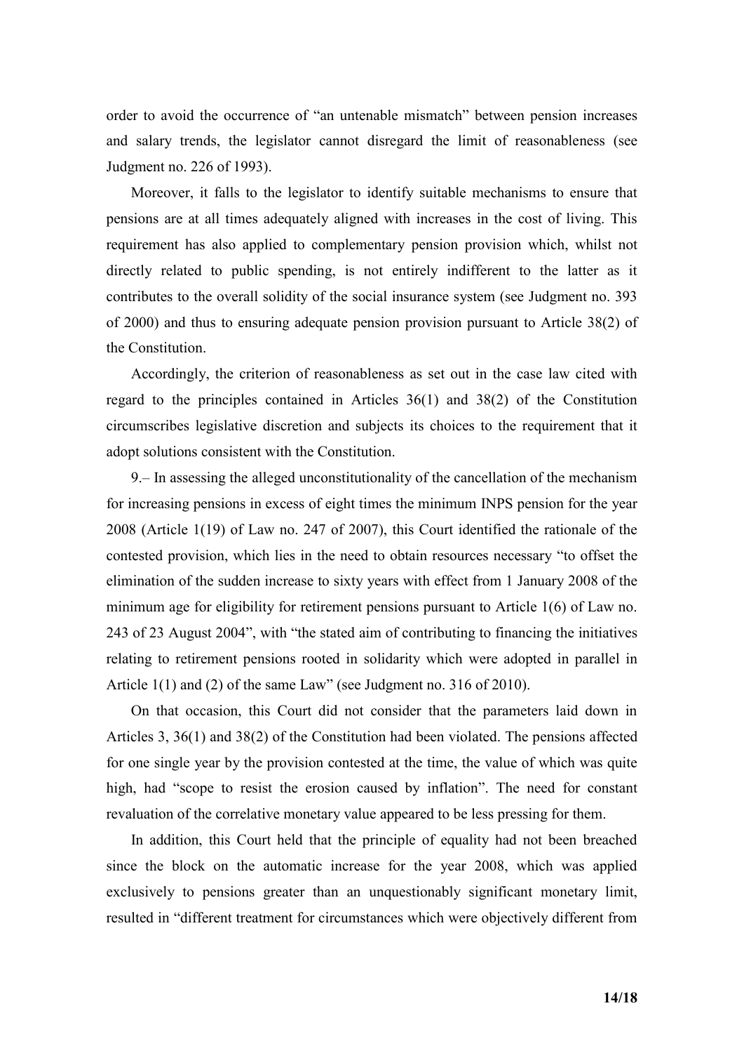order to avoid the occurrence of "an untenable mismatch" between pension increases and salary trends, the legislator cannot disregard the limit of reasonableness (see Judgment no. 226 of 1993).

Moreover, it falls to the legislator to identify suitable mechanisms to ensure that pensions are at all times adequately aligned with increases in the cost of living. This requirement has also applied to complementary pension provision which, whilst not directly related to public spending, is not entirely indifferent to the latter as it contributes to the overall solidity of the social insurance system (see Judgment no. 393 of 2000) and thus to ensuring adequate pension provision pursuant to Article 38(2) of the Constitution.

Accordingly, the criterion of reasonableness as set out in the case law cited with regard to the principles contained in Articles 36(1) and 38(2) of the Constitution circumscribes legislative discretion and subjects its choices to the requirement that it adopt solutions consistent with the Constitution.

9.– In assessing the alleged unconstitutionality of the cancellation of the mechanism for increasing pensions in excess of eight times the minimum INPS pension for the year 2008 (Article 1(19) of Law no. 247 of 2007), this Court identified the rationale of the contested provision, which lies in the need to obtain resources necessary "to offset the elimination of the sudden increase to sixty years with effect from 1 January 2008 of the minimum age for eligibility for retirement pensions pursuant to Article 1(6) of Law no. 243 of 23 August 2004", with "the stated aim of contributing to financing the initiatives relating to retirement pensions rooted in solidarity which were adopted in parallel in Article 1(1) and (2) of the same Law" (see Judgment no. 316 of 2010).

On that occasion, this Court did not consider that the parameters laid down in Articles 3, 36(1) and 38(2) of the Constitution had been violated. The pensions affected for one single year by the provision contested at the time, the value of which was quite high, had "scope to resist the erosion caused by inflation". The need for constant revaluation of the correlative monetary value appeared to be less pressing for them.

In addition, this Court held that the principle of equality had not been breached since the block on the automatic increase for the year 2008, which was applied exclusively to pensions greater than an unquestionably significant monetary limit, resulted in "different treatment for circumstances which were objectively different from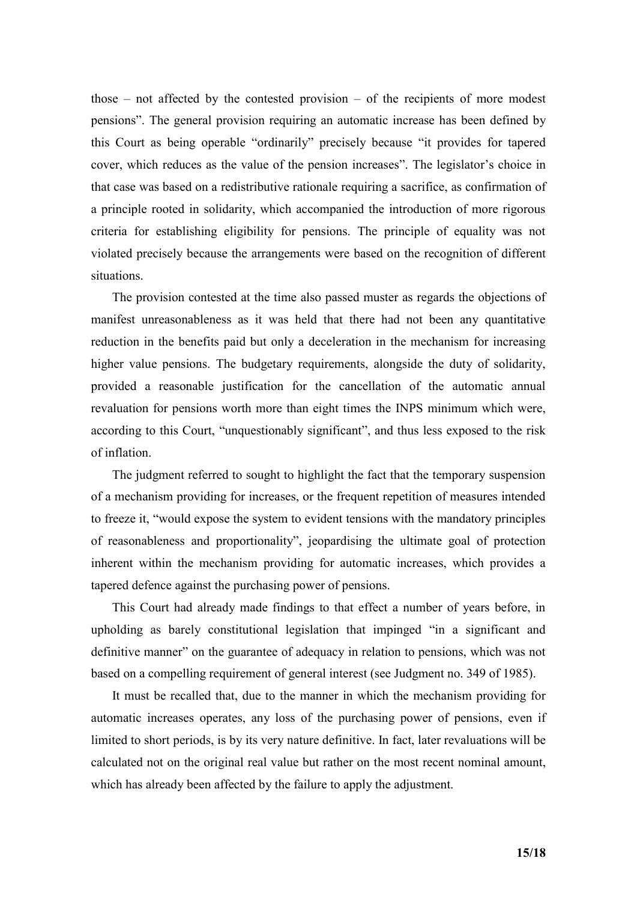those – not affected by the contested provision – of the recipients of more modest pensions". The general provision requiring an automatic increase has been defined by this Court as being operable "ordinarily" precisely because "it provides for tapered cover, which reduces as the value of the pension increases". The legislator's choice in that case was based on a redistributive rationale requiring a sacrifice, as confirmation of a principle rooted in solidarity, which accompanied the introduction of more rigorous criteria for establishing eligibility for pensions. The principle of equality was not violated precisely because the arrangements were based on the recognition of different situations.

The provision contested at the time also passed muster as regards the objections of manifest unreasonableness as it was held that there had not been any quantitative reduction in the benefits paid but only a deceleration in the mechanism for increasing higher value pensions. The budgetary requirements, alongside the duty of solidarity, provided a reasonable justification for the cancellation of the automatic annual revaluation for pensions worth more than eight times the INPS minimum which were, according to this Court, "unquestionably significant", and thus less exposed to the risk of inflation.

The judgment referred to sought to highlight the fact that the temporary suspension of a mechanism providing for increases, or the frequent repetition of measures intended to freeze it, "would expose the system to evident tensions with the mandatory principles of reasonableness and proportionality", jeopardising the ultimate goal of protection inherent within the mechanism providing for automatic increases, which provides a tapered defence against the purchasing power of pensions.

This Court had already made findings to that effect a number of years before, in upholding as barely constitutional legislation that impinged "in a significant and definitive manner" on the guarantee of adequacy in relation to pensions, which was not based on a compelling requirement of general interest (see Judgment no. 349 of 1985).

It must be recalled that, due to the manner in which the mechanism providing for automatic increases operates, any loss of the purchasing power of pensions, even if limited to short periods, is by its very nature definitive. In fact, later revaluations will be calculated not on the original real value but rather on the most recent nominal amount, which has already been affected by the failure to apply the adjustment.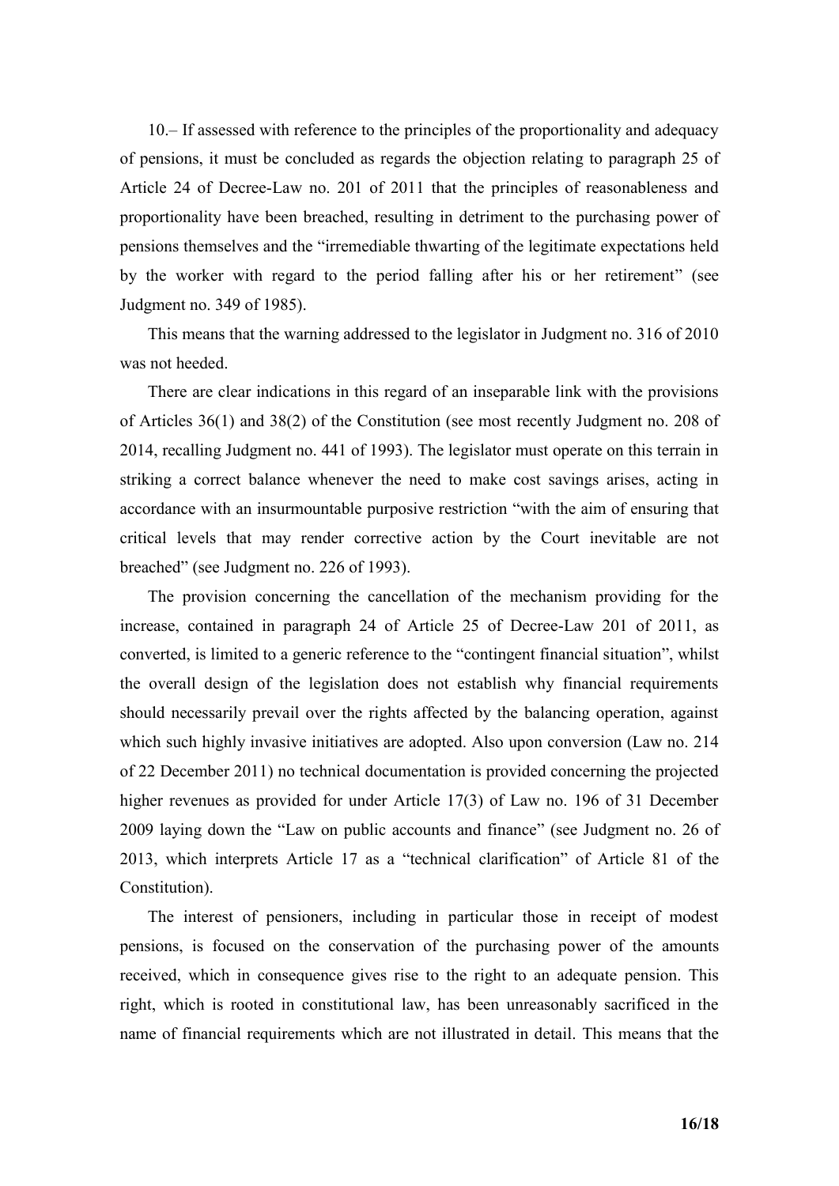10.– If assessed with reference to the principles of the proportionality and adequacy of pensions, it must be concluded as regards the objection relating to paragraph 25 of Article 24 of Decree-Law no. 201 of 2011 that the principles of reasonableness and proportionality have been breached, resulting in detriment to the purchasing power of pensions themselves and the "irremediable thwarting of the legitimate expectations held by the worker with regard to the period falling after his or her retirement" (see Judgment no. 349 of 1985).

This means that the warning addressed to the legislator in Judgment no. 316 of 2010 was not heeded.

There are clear indications in this regard of an inseparable link with the provisions of Articles 36(1) and 38(2) of the Constitution (see most recently Judgment no. 208 of 2014, recalling Judgment no. 441 of 1993). The legislator must operate on this terrain in striking a correct balance whenever the need to make cost savings arises, acting in accordance with an insurmountable purposive restriction "with the aim of ensuring that critical levels that may render corrective action by the Court inevitable are not breached" (see Judgment no. 226 of 1993).

The provision concerning the cancellation of the mechanism providing for the increase, contained in paragraph 24 of Article 25 of Decree-Law 201 of 2011, as converted, is limited to a generic reference to the "contingent financial situation", whilst the overall design of the legislation does not establish why financial requirements should necessarily prevail over the rights affected by the balancing operation, against which such highly invasive initiatives are adopted. Also upon conversion (Law no. 214 of 22 December 2011) no technical documentation is provided concerning the projected higher revenues as provided for under Article 17(3) of Law no. 196 of 31 December 2009 laying down the "Law on public accounts and finance" (see Judgment no. 26 of 2013, which interprets Article 17 as a "technical clarification" of Article 81 of the Constitution).

The interest of pensioners, including in particular those in receipt of modest pensions, is focused on the conservation of the purchasing power of the amounts received, which in consequence gives rise to the right to an adequate pension. This right, which is rooted in constitutional law, has been unreasonably sacrificed in the name of financial requirements which are not illustrated in detail. This means that the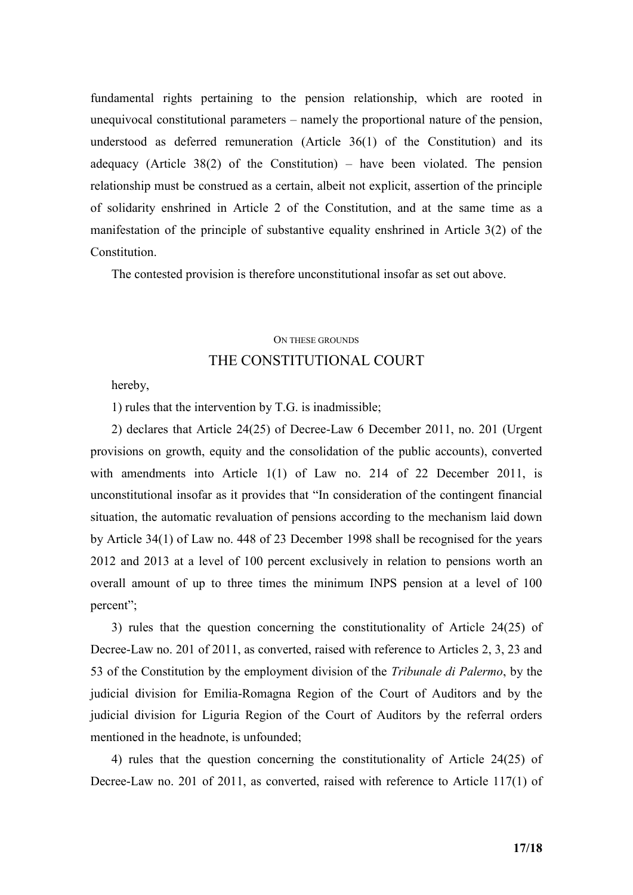fundamental rights pertaining to the pension relationship, which are rooted in unequivocal constitutional parameters – namely the proportional nature of the pension, understood as deferred remuneration (Article 36(1) of the Constitution) and its adequacy (Article 38(2) of the Constitution) – have been violated. The pension relationship must be construed as a certain, albeit not explicit, assertion of the principle of solidarity enshrined in Article 2 of the Constitution, and at the same time as a manifestation of the principle of substantive equality enshrined in Article 3(2) of the Constitution.

The contested provision is therefore unconstitutional insofar as set out above.

ON THESE GROUNDS

THE CONSTITUTIONAL COURT

hereby,

1) rules that the intervention by T.G. is inadmissible;

2) declares that Article 24(25) of Decree-Law 6 December 2011, no. 201 (Urgent provisions on growth, equity and the consolidation of the public accounts), converted with amendments into Article 1(1) of Law no. 214 of 22 December 2011, is unconstitutional insofar as it provides that "In consideration of the contingent financial situation, the automatic revaluation of pensions according to the mechanism laid down by Article 34(1) of Law no. 448 of 23 December 1998 shall be recognised for the years 2012 and 2013 at a level of 100 percent exclusively in relation to pensions worth an overall amount of up to three times the minimum INPS pension at a level of 100 percent";

3) rules that the question concerning the constitutionality of Article 24(25) of Decree-Law no. 201 of 2011, as converted, raised with reference to Articles 2, 3, 23 and 53 of the Constitution by the employment division of the *Tribunale di Palermo*, by the judicial division for Emilia-Romagna Region of the Court of Auditors and by the judicial division for Liguria Region of the Court of Auditors by the referral orders mentioned in the headnote, is unfounded;

4) rules that the question concerning the constitutionality of Article 24(25) of Decree-Law no. 201 of 2011, as converted, raised with reference to Article 117(1) of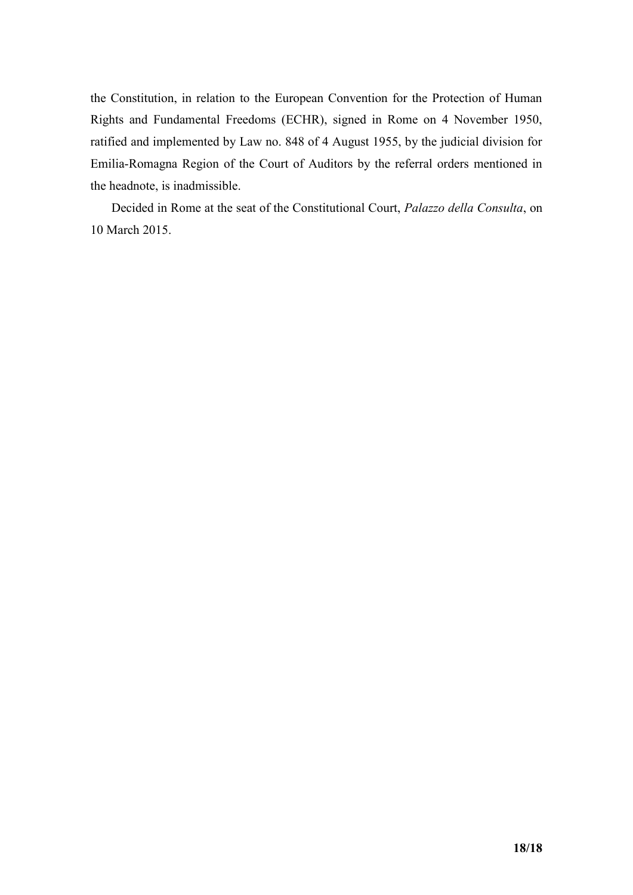the Constitution, in relation to the European Convention for the Protection of Human Rights and Fundamental Freedoms (ECHR), signed in Rome on 4 November 1950, ratified and implemented by Law no. 848 of 4 August 1955, by the judicial division for Emilia-Romagna Region of the Court of Auditors by the referral orders mentioned in the headnote, is inadmissible.

Decided in Rome at the seat of the Constitutional Court, *Palazzo della Consulta*, on 10 March 2015.